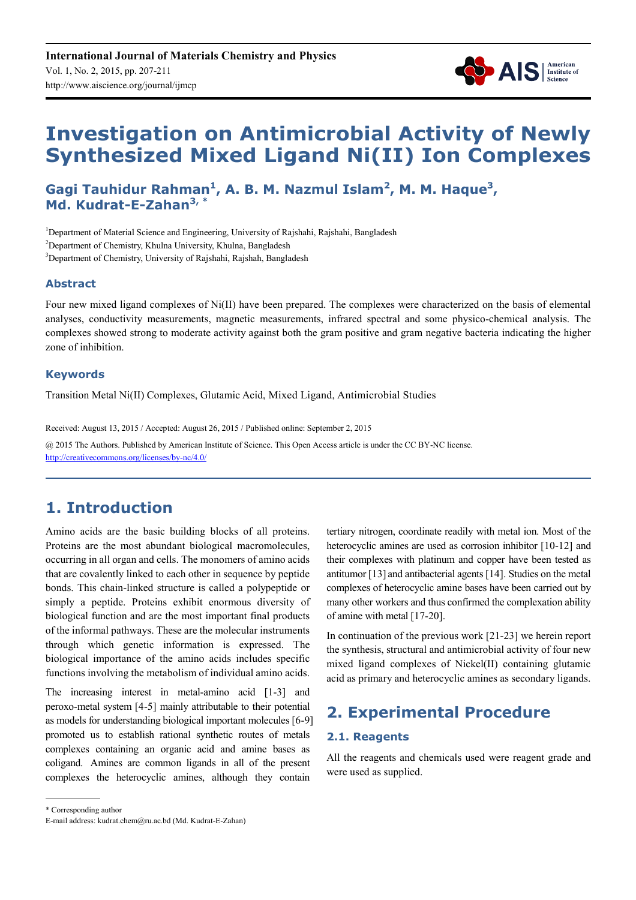# Investigation on Antimicrobial Activity of Newly Synthesized Mixed Ligand Ni(II) Ion Complexes

**Gagi Tauhidur Rahman[1], A. B. M. Nazmul Islam[2], M. M. Haque[3], Md. Kudrat-E-Zahan[3, *]**

[1]Department of Material Science and Engineering, University of Rajshahi, Rajshahi, Bangladesh

[2]Department of Chemistry, Khulna University, Khulna, Bangladesh

[3]Department of Chemistry, University of Rajshahi, Rajshah, Bangladesh

### Abstract

Four new mixed ligand complexes of Ni(II) have been prepared. The complexes were characterized on the basis of elemental analyses, conductivity measurements, magnetic measurements, infrared spectral and some physico-chemical analysis. The complexes showed strong to moderate activity against both the gram positive and gram negative bacteria indicating the higher zone of inhibition.

### Keywords

Transition Metal Ni(II) Complexes, Glutamic Acid, Mixed Ligand, Antimicrobial Studies

Received: August 13, 2015 / Accepted: August 26, 2015 / Published online: September 2, 2015

@ 2015 The Authors. Published by American Institute of Science. This Open Access article is under the CC BY-NC license. http://creativecommons.org/licenses/by-nc/4.0/

## 1. Introduction

Amino acids are the basic building blocks of all proteins. Proteins are the most abundant biological macromolecules, occurring in all organ and cells. The monomers of amino acids that are covalently linked to each other in sequence by peptide bonds. This chain-linked structure is called a polypeptide or simply a peptide. Proteins exhibit enormous diversity of biological function and are the most important final products of the informal pathways. These are the molecular instruments through which genetic information is expressed. The biological importance of the amino acids includes specific functions involving the metabolism of individual amino acids.

The increasing interest in metal-amino acid [1-3] and peroxo-metal system [4-5] mainly attributable to their potential as models for understanding biological important molecules [6-9] promoted us to establish rational synthetic routes of metals complexes containing an organic acid and amine bases as coligand. Amines are common ligands in all of the present complexes the heterocyclic amines, although they contain tertiary nitrogen, coordinate readily with metal ion. Most of the heterocyclic amines are used as corrosion inhibitor [10-12] and their complexes with platinum and copper have been tested as antitumor [13] and antibacterial agents [14]. Studies on the metal complexes of heterocyclic amine bases have been carried out by many other workers and thus confirmed the complexation ability of amine with metal [17-20].

In continuation of the previous work [21-23] we herein report the synthesis, structural and antimicrobial activity of four new mixed ligand complexes of Nickel(II) containing glutamic acid as primary and heterocyclic amines as secondary ligands.

## 2. Experimental Procedure

### 2.1. Reagents

All the reagents and chemicals used were reagent grade and were used as supplied.

\* Corresponding author

E-mail address: kudrat.chem@ru.ac.bd (Md. Kudrat-E-Zahan)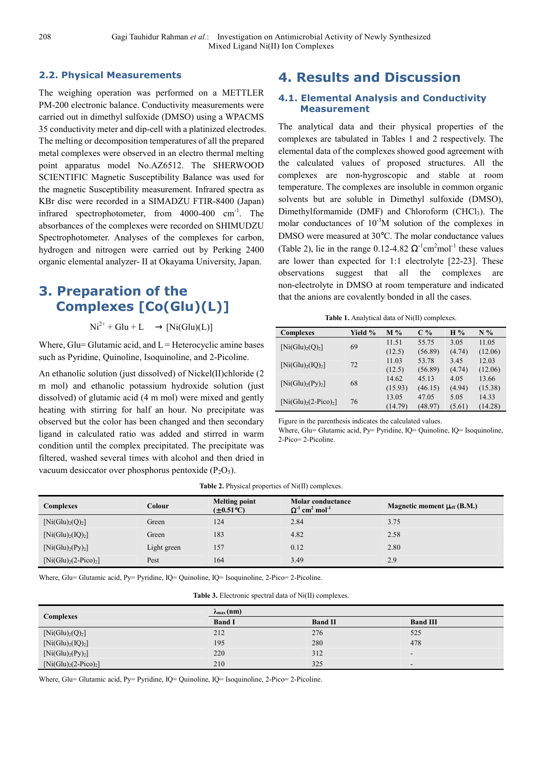### 2.2. Physical Measurements

The weighing operation was performed on a METTLER PM-200 electronic balance. Conductivity measurements were carried out in dimethyl sulfoxide (DMSO) using a WPACMS 35 conductivity meter and dip-cell with a platinized electrodes. The melting or decomposition temperatures of all the prepared metal complexes were observed in an electro thermal melting point apparatus model No.AZ6512. The SHERWOOD SCIENTIFIC Magnetic Susceptibility Balance was used for the magnetic Susceptibility measurement. Infrared spectra as KBr disc were recorded in a SIMADZU FTIR-8400 (Japan) infrared spectrophotometer, from 4000-400 $cm^{-1}$. The absorbances of the complexes were recorded on SHIMUDZU Spectrophotometer. Analyses of the complexes for carbon, hydrogen and nitrogen were carried out by Perking 2400 organic elemental analyzer- II at Okayama University, Japan.

## 3. Preparation of the Complexes [Co(Glu)(L)]

$$Ni^{2+} + Glu + L \rightarrow [Ni(Glu)(L)]$$

Where, Glu= Glutamic acid, and L = Heterocyclic amine bases such as Pyridine, Quinoline, Isoquinoline, and 2-Picoline.

An ethanolic solution (just dissolved) of Nickel(II)chloride (2 m mol) and ethanolic potassium hydroxide solution (just dissolved) of glutamic acid (4 m mol) were mixed and gently heating with stirring for half an hour. No precipitate was observed but the color has been changed and then secondary ligand in calculated ratio was added and stirred in warm condition until the complex precipitated. The precipitate was filtered, washed several times with alcohol and then dried in vacuum desiccator over phosphorus pentoxide ($P_2O_5$).

## 4. Results and Discussion

### 4.1. Elemental Analysis and Conductivity Measurement

The analytical data and their physical properties of the complexes are tabulated in Tables 1 and 2 respectively. The elemental data of the complexes showed good agreement with the calculated values of proposed structures. All the complexes are non-hygroscopic and stable at room temperature. The complexes are insoluble in common organic solvents but are soluble in Dimethyl sulfoxide (DMSO), Dimethylformamide (DMF) and Chloroform ($CHCl_3$). The molar conductances of $10^{-3}$M solution of the complexes in DMSO were measured at 30℃. The molar conductance values (Table 2), lie in the range 0.12-4.82 $\Omega^{-1}cm^2mol^{-1}$ these values are lower than expected for 1:1 electrolyte [22-23]. These observations suggest that all the complexes are non-electrolyte in DMSO at room temperature and indicated that the anions are covalently bonded in all the cases.

**Table 1.** Analytical data of Ni(II) complexes.

| Complexes | Yield % | M % | C % | H % | N % |
|---|---|---|---|---|---|
| $[Ni(Glu)_2(Q)_2]$ | 69 | 11.51 (12.5) | 55.75 (56.89) | 3.05 (4.74) | 11.05 (12.06) |
| $[Ni(Glu)_2(IQ)_2]$ | 72 | 11.03 (12.5) | 53.78 (56.89) | 3.45 (4.74) | 12.03 (12.06) |
| $[Ni(Glu)_2(Py)_2]$ | 68 | 14.62 (15.93) | 45.13 (46.15) | 4.05 (4.94) | 13.66 (15.38) |
| $[Ni(Glu)_2(2\text{-Pico})_2]$ | 76 | 13.05 (14.79) | 47.05 (48.97) | 5.05 (5.61) | 14.33 (14.28) |

Figure in the parenthesis indicates the calculated values.
Where, Glu= Glutamic acid, Py= Pyridine, IQ= Quinoline, IQ= Isoquinoline, 2-Pico= 2-Picoline.

**Table 2.** Physical properties of Ni(II) complexes.

| Complexes | Colour | Melting point (±0.51℃) | Molar conductance $\Omega^{-1}$ $cm^2$ $mol^{-1}$ | Magnetic moment $\mu_{eff}$ (B.M.) |
|---|---|---|---|---|
| $[Ni(Glu)_2(Q)_2]$ | Green | 124 | 2.84 | 3.75 |
| $[Ni(Glu)_2(IQ)_2]$ | Green | 183 | 4.82 | 2.58 |
| $[Ni(Glu)_2(Py)_2]$ | Light green | 157 | 0.12 | 2.80 |
| $[Ni(Glu)_2(2\text{-Pico})_2]$ | Pest | 164 | 3.49 | 2.9 |

Where, Glu= Glutamic acid, Py= Pyridine, IQ= Quinoline, IQ= Isoquinoline, 2-Pico= 2-Picoline.

**Table 3.** Electronic spectral data of Ni(II) complexes.

| Complexes | $\lambda_{max}$ (nm) | | |
|---|---|---|---|
| | Band I | Band II | Band III |
| $[Ni(Glu)_2(Q)_2]$ | 212 | 276 | 525 |
| $[Ni(Glu)_2(IQ)_2]$ | 195 | 280 | 478 |
| $[Ni(Glu)_2(Py)_2]$ | 220 | 312 | - |
| $[Ni(Glu)_2(2\text{-Pico})_2]$ | 210 | 325 | - |

Where, Glu= Glutamic acid, Py= Pyridine, IQ= Quinoline, IQ= Isoquinoline, 2-Pico= 2-Picoline.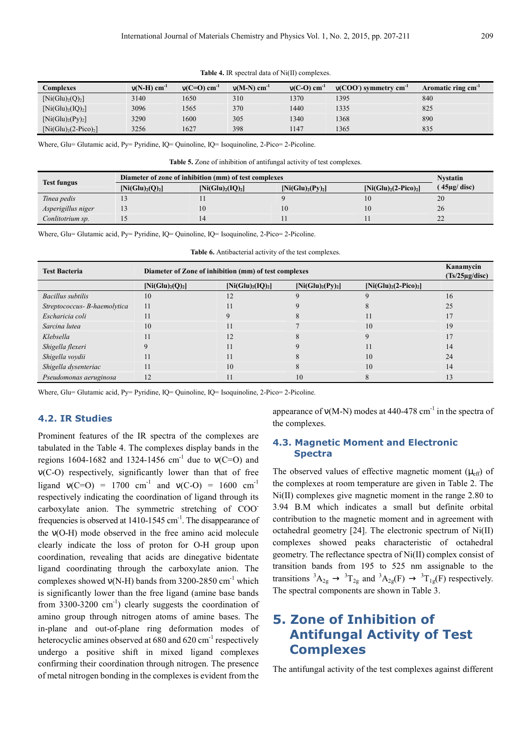**Table 4.** IR spectral data of Ni(II) complexes.

| Complexes | ν(N-H) $cm^{-1}$ | ν(C=O) $cm^{-1}$ | ν(M-N) $cm^{-1}$ | ν(C-O) $cm^{-1}$ | $\nu(COO^{-})$ symmetry $cm^{-1}$ | Aromatic ring $cm^{-1}$ |
|---|---|---|---|---|---|---|
| $[Ni(Glu)_2(Q)_2]$ | 3140 | 1650 | 310 | 1370 | 1395 | 840 |
| $[Ni(Glu)_2(IQ)_2]$ | 3096 | 1565 | 370 | 1440 | 1335 | 825 |
| $[Ni(Glu)_2(Py)_2]$ | 3290 | 1600 | 305 | 1340 | 1368 | 890 |
| $[Ni(Glu)_2(2\text{-}Pico)_2]$ | 3256 | 1627 | 398 | 1147 | 1365 | 835 |

Where, Glu= Glutamic acid, Py= Pyridine, IQ= Quinoline, IQ= Isoquinoline, 2-Pico= 2-Picoline.

**Table 5.** Zone of inhibition of antifungal activity of test complexes.

| Test fungus | Diameter of zone of inhibition (mm) of test complexes | | | | Nystatin (45μg/ disc) |
|---|---|---|---|---|---|
| | $[Ni(Glu)_2(Q)_2]$ | $[Ni(Glu)_2(IQ)_2]$ | $[Ni(Glu)_2(Py)_2]$ | $[Ni(Glu)_2(2\text{-}Pico)_2]$ | |
| *Tinea pedis* | 13 | 11 | 9 | 10 | 20 |
| *Asperigillus niger* | 13 | 10 | 10 | 10 | 26 |
| *Conlitotrium sp.* | 15 | 14 | 11 | 11 | 22 |

Where, Glu= Glutamic acid, Py= Pyridine, IQ= Quinoline, IQ= Isoquinoline, 2-Pico= 2-Picoline.

**Table 6.** Antibacterial activity of the test complexes.

| Test Bacteria | Diameter of Zone of inhibition (mm) of test complexes | | | | Kanamycin (Ts/25μg/disc) |
|---|---|---|---|---|---|
| | $[Ni(Glu)_2(Q)_2]$ | $[Ni(Glu)_2(IQ)_2]$ | $[Ni(Glu)_2(Py)_2]$ | $[Ni(Glu)_2(2\text{-}Pico)_2]$ | |
| *Bacillus subtilis* | 10 | 12 | 9 | 9 | 16 |
| *Streptococcus- B-haemolytica* | 11 | 11 | 9 | 8 | 25 |
| *Escharicia coli* | 11 | 9 | 8 | 11 | 17 |
| *Sarcina lutea* | 10 | 11 | 7 | 10 | 19 |
| *Klebsella* | 11 | 12 | 8 | 9 | 17 |
| *Shigella flexeri* | 9 | 11 | 9 | 11 | 14 |
| *Shigella voydii* | 11 | 11 | 8 | 10 | 24 |
| *Shigella dysenteriac* | 11 | 10 | 8 | 10 | 14 |
| *Pseudomonas aeruginosa* | 12 | 11 | 10 | 8 | 13 |

Where, Glu= Glutamic acid, Py= Pyridine, IQ= Quinoline, IQ= Isoquinoline, 2-Pico= 2-Picoline.

### 4.2. IR Studies

Prominent features of the IR spectra of the complexes are tabulated in the Table 4. The complexes display bands in the regions 1604-1682 and 1324-1456 $cm^{-1}$ due to ν(C=O) and ν(C-O) respectively, significantly lower than that of free ligand ν(C=O) = 1700 $cm^{-1}$ and ν(C-O) = 1600 $cm^{-1}$ respectively indicating the coordination of ligand through its carboxylate anion. The symmetric stretching of $COO^{-}$ frequencies is observed at 1410-1545 $cm^{-1}$. The disappearance of the ν(O-H) mode observed in the free amino acid molecule clearly indicate the loss of proton for O-H group upon coordination, revealing that acids are dinegative bidentate ligand coordinating through the carboxylate anion. The complexes showed ν(N-H) bands from 3200-2850 $cm^{-1}$ which is significantly lower than the free ligand (amine base bands from 3300-3200 $cm^{-1}$) clearly suggests the coordination of amino group through nitrogen atoms of amine bases. The in-plane and out-of-plane ring deformation modes of heterocyclic amines observed at 680 and 620 $cm^{-1}$ respectively undergo a positive shift in mixed ligand complexes confirming their coordination through nitrogen. The presence of metal nitrogen bonding in the complexes is evident from the appearance of ν(M-N) modes at 440-478 $cm^{-1}$ in the spectra of the complexes.

### 4.3. Magnetic Moment and Electronic Spectra

The observed values of effective magnetic moment ($\mu_{eff}$) of the complexes at room temperature are given in Table 2. The Ni(II) complexes give magnetic moment in the range 2.80 to 3.94 B.M which indicates a small but definite orbital contribution to the magnetic moment and in agreement with octahedral geometry [24]. The electronic spectrum of Ni(II) complexes showed peaks characteristic of octahedral geometry. The reflectance spectra of Ni(II) complex consist of transition bands from 195 to 525 nm assignable to the transitions ${}^3A_{2g} \rightarrow {}^3T_{2g}$ and ${}^3A_{2g}(F) \rightarrow {}^3T_{1g}(F)$ respectively. The spectral components are shown in Table 3.

## 5. Zone of Inhibition of Antifungal Activity of Test Complexes

The antifungal activity of the test complexes against different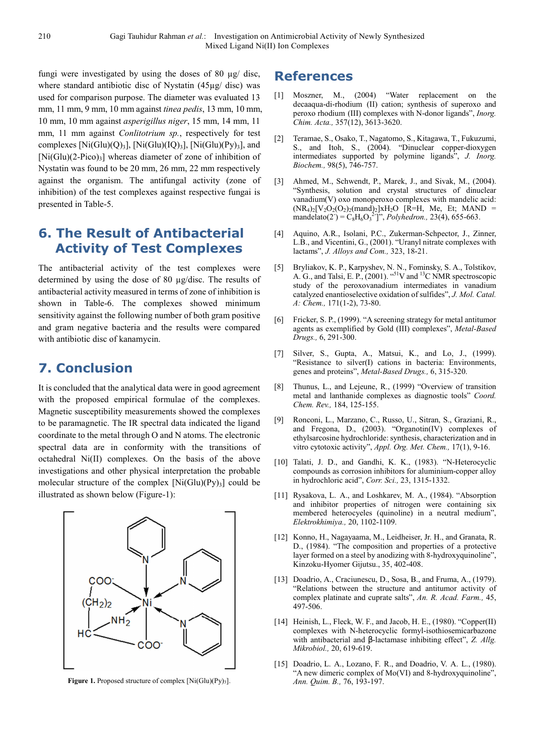fungi were investigated by using the doses of 80 µg/ disc, where standard antibiotic disc of Nystatin (45µg/ disc) was used for comparison purpose. The diameter was evaluated 13 mm, 11 mm, 9 mm, 10 mm against *tinea pedis*, 13 mm, 10 mm, 10 mm, 10 mm against *asperigillus niger*, 15 mm, 14 mm, 11 mm, 11 mm against *Conlitotrium sp.*, respectively for test complexes [Ni(Glu)(Q)$_3$], [Ni(Glu)(IQ)$_3$], [Ni(Glu)(Py)$_3$], and [Ni(Glu)(2-Pico)$_3$] whereas diameter of zone of inhibition of Nystatin was found to be 20 mm, 26 mm, 22 mm respectively against the organism. The antifungal activity (zone of inhibition) of the test complexes against respective fungi is presented in Table-5.

## 6. The Result of Antibacterial Activity of Test Complexes

The antibacterial activity of the test complexes were determined by using the dose of 80 µg/disc. The results of antibacterial activity measured in terms of zone of inhibition is shown in Table-6. The complexes showed minimum sensitivity against the following number of both gram positive and gram negative bacteria and the results were compared with antibiotic disc of kanamycin.

## 7. Conclusion

It is concluded that the analytical data were in good agreement with the proposed empirical formulae of the complexes. Magnetic susceptibility measurements showed the complexes to be paramagnetic. The IR spectral data indicated the ligand coordinate to the metal through O and N atoms. The electronic spectral data are in conformity with the transitions of octahedral Ni(II) complexes. On the basis of the above investigations and other physical interpretation the probable molecular structure of the complex [Ni(Glu)(Py)$_3$] could be illustrated as shown below (Figure-1):

**Figure 1.** Proposed structure of complex [Ni(Glu)(Py)$_3$].

## References

[1] Moszner, M., (2004) "Water replacement on the decaaqua-di-rhodium (II) cation; synthesis of superoxo and peroxo rhodium (III) complexes with N-donor ligands", *Inorg. Chim. Acta.,* 357(12), 3613-3620.

[2] Teramae, S., Osako, T., Nagatomo, S., Kitagawa, T., Fukuzumi, S., and Itoh, S., (2004). "Dinuclear copper-dioxygen intermediates supported by polymine ligands", *J. Inorg. Biochem.,* 98(5), 746-757.

[3] Ahmed, M., Schwendt, P., Marek, J., and Sivak, M., (2004). "Synthesis, solution and crystal structures of dinuclear vanadium(V) oxo monoperoxo complexes with mandelic acid: $(NR_4)_2[V_2O_2(O_2)_2(mand)_2]xH_2O$ [R=H, Me, Et; MAND = mandelato(2$^-$) = $C_8H_6O_3^{2-}$]", *Polyhedron.,* 23(4), 655-663.

[4] Aquino, A.R., Isolani, P.C., Zukerman-Schpector, J., Zinner, L.B., and Vicentini, G., (2001). "Uranyl nitrate complexes with lactams", *J. Alloys and Com.,* 323, 18-21.

[5] Bryliakov, K. P., Karpyshev, N. N., Fominsky, S. A., Tolstikov, A. G., and Talsi, E. P., (2001). "$^{51}$V and $^{13}$C NMR spectroscopic study of the peroxovanadium intermediates in vanadium catalyzed enantioselective oxidation of sulfides", *J. Mol. Catal. A: Chem.,* 171(1-2), 73-80.

[6] Fricker, S. P., (1999). "A screening strategy for metal antitumor agents as exemplified by Gold (III) complexes", *Metal-Based Drugs.,* 6, 291-300.

[7] Silver, S., Gupta, A., Matsui, K., and Lo, J., (1999). "Resistance to silver(I) cations in bacteria: Environments, genes and proteins", *Metal-Based Drugs.,* 6, 315-320.

[8] Thunus, L., and Lejeune, R., (1999) "Overview of transition metal and lanthanide complexes as diagnostic tools" *Coord. Chem. Rev.,* 184, 125-155.

[9] Ronconi, L., Marzano, C., Russo, U., Sitran, S., Graziani, R., and Fregona, D., (2003). "Organotin(IV) complexes of ethylsarcosine hydrochloride: synthesis, characterization and in vitro cytotoxic activity", *Appl. Org. Met. Chem.,* 17(1), 9-16.

[10] Talati, J. D., and Gandhi, K. K., (1983). "N-Heterocyclic compounds as corrosion inhibitors for aluminium-copper alloy in hydrochloric acid", *Corr. Sci.,* 23, 1315-1332.

[11] Rysakova, L. A., and Loshkarev, M. A., (1984). "Absorption and inhibitor properties of nitrogen were containing six membered heterocyeles (quinoline) in a neutral medium", *Elektrokhimiya.,* 20, 1102-1109.

[12] Konno, H., Nagayaama, M., Leidheiser, Jr. H., and Granata, R. D., (1984). "The composition and properties of a protective layer formed on a steel by anodizing with 8-hydroxyquinoline", Kinzoku-Hyomer Gijutsu., 35, 402-408.

[13] Doadrio, A., Craciunescu, D., Sosa, B., and Fruma, A., (1979). "Relations between the structure and antitumor activity of complex platinate and cuprate salts", *An. R. Acad. Farm.,* 45, 497-506.

[14] Heinish, L., Fleck, W. F., and Jacob, H. E., (1980). "Copper(II) complexes with N-heterocyclic formyl-isothiosemicarbazone with antibacterial and β-lactamase inhibiting effect", *Z. Allg. Mikrobiol.,* 20, 619-619.

[15] Doadrio, L. A., Lozano, F. R., and Doadrio, V. A. L., (1980). "A new dimeric complex of Mo(VI) and 8-hydroxyquinoline", *Ann. Quim. B.,* 76, 193-197.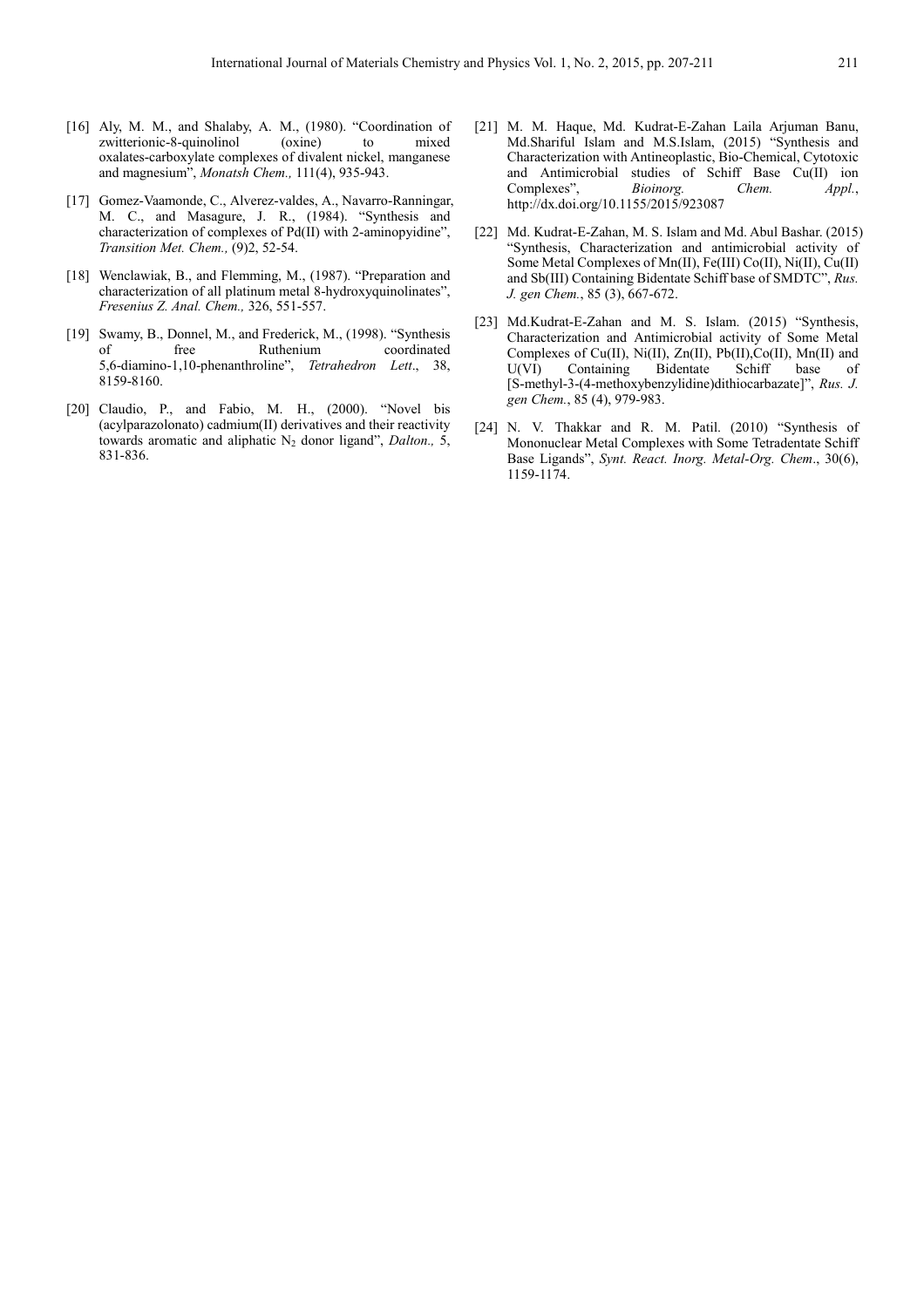[16] Aly, M. M., and Shalaby, A. M., (1980). "Coordination of zwitterionic-8-quinolinol (oxine) to mixed oxalates-carboxylate complexes of divalent nickel, manganese and magnesium", *Monatsh Chem.,* 111(4), 935-943.

[17] Gomez-Vaamonde, C., Alverez-valdes, A., Navarro-Ranningar, M. C., and Masagure, J. R., (1984). "Synthesis and characterization of complexes of Pd(II) with 2-aminopyidine", *Transition Met. Chem.,* (9)2, 52-54.

[18] Wenclawiak, B., and Flemming, M., (1987). "Preparation and characterization of all platinum metal 8-hydroxyquinolinates", *Fresenius Z. Anal. Chem.,* 326, 551-557.

[19] Swamy, B., Donnel, M., and Frederick, M., (1998). "Synthesis of free Ruthenium coordinated 5,6-diamino-1,10-phenanthroline", *Tetrahedron Lett*., 38, 8159-8160.

[20] Claudio, P., and Fabio, M. H., (2000). "Novel bis (acylparazolonato) cadmium(II) derivatives and their reactivity towards aromatic and aliphatic $N_2$ donor ligand", *Dalton.,* 5, 831-836.

[21] M. M. Haque, Md. Kudrat-E-Zahan Laila Arjuman Banu, Md.Shariful Islam and M.S.Islam, (2015) "Synthesis and Characterization with Antineoplastic, Bio-Chemical, Cytotoxic and Antimicrobial studies of Schiff Base Cu(II) ion Complexes", *Bioinorg. Chem. Appl.*, http://dx.doi.org/10.1155/2015/923087

[22] Md. Kudrat-E-Zahan, M. S. Islam and Md. Abul Bashar. (2015) "Synthesis, Characterization and antimicrobial activity of Some Metal Complexes of Mn(II), Fe(III) Co(II), Ni(II), Cu(II) and Sb(III) Containing Bidentate Schiff base of SMDTC", *Rus. J. gen Chem.*, 85 (3), 667-672.

[23] Md.Kudrat-E-Zahan and M. S. Islam. (2015) "Synthesis, Characterization and Antimicrobial activity of Some Metal Complexes of Cu(II), Ni(II), Zn(II), Pb(II),Co(II), Mn(II) and U(VI) Containing Bidentate Schiff base of [S-methyl-3-(4-methoxybenzylidine)dithiocarbazate]", *Rus. J. gen Chem.*, 85 (4), 979-983.

[24] N. V. Thakkar and R. M. Patil. (2010) "Synthesis of Mononuclear Metal Complexes with Some Tetradentate Schiff Base Ligands", *Synt. React. Inorg. Metal-Org. Chem*., 30(6), 1159-1174.